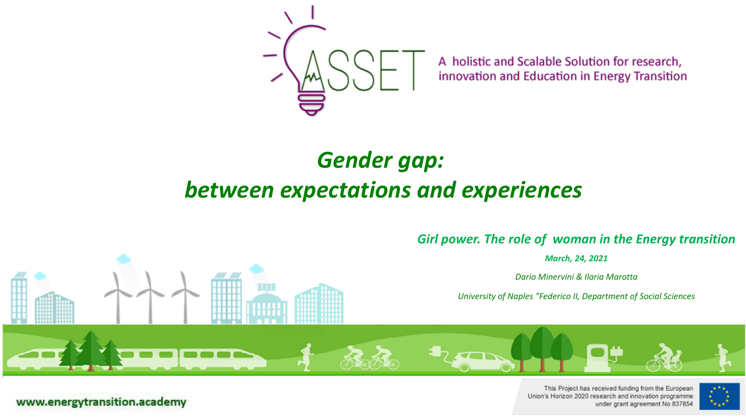ASSET

A holistic and Scalable Solution for research, innovation and Education in Energy Transition

# *Gender gap: between expectations and experiences*

***Girl power. The role of woman in the Energy transition***

***March, 24, 2021***

*Dario Minervini & Ilaria Marotta*

*University of Naples "Federico II, Department of Social Sciences*

**www.energytransition.academy**

This Project has received funding from the European Union's Horizon 2020 research and innovation programme under grant agreement No 837854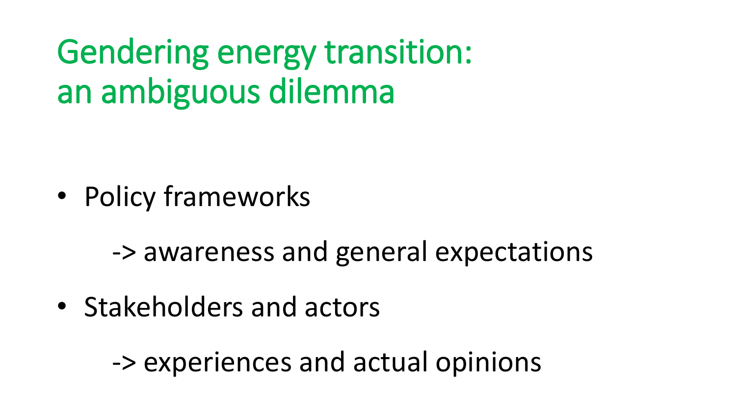# Gendering energy transition: an ambiguous dilemma

- Policy frameworks

  -> awareness and general expectations

- Stakeholders and actors

  -> experiences and actual opinions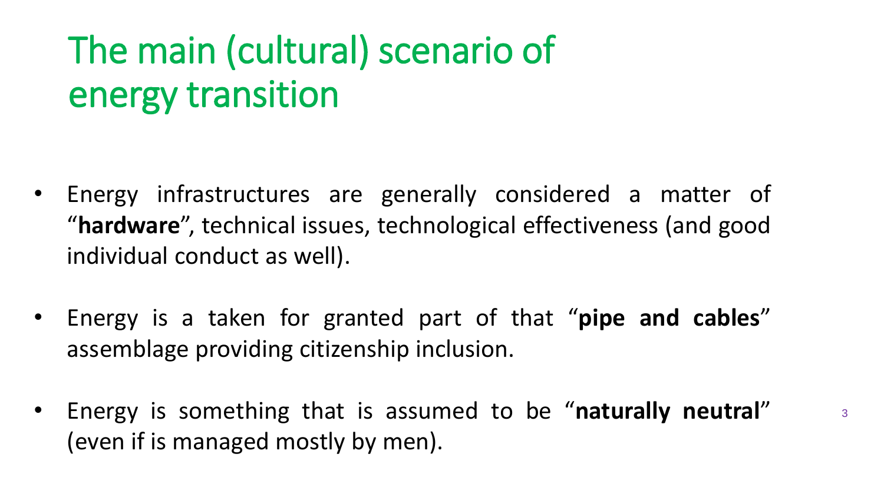# The main (cultural) scenario of energy transition

- Energy infrastructures are generally considered a matter of "**hardware**", technical issues, technological effectiveness (and good individual conduct as well).

- Energy is a taken for granted part of that "**pipe and cables**" assemblage providing citizenship inclusion.

- Energy is something that is assumed to be "**naturally neutral**" (even if is managed mostly by men).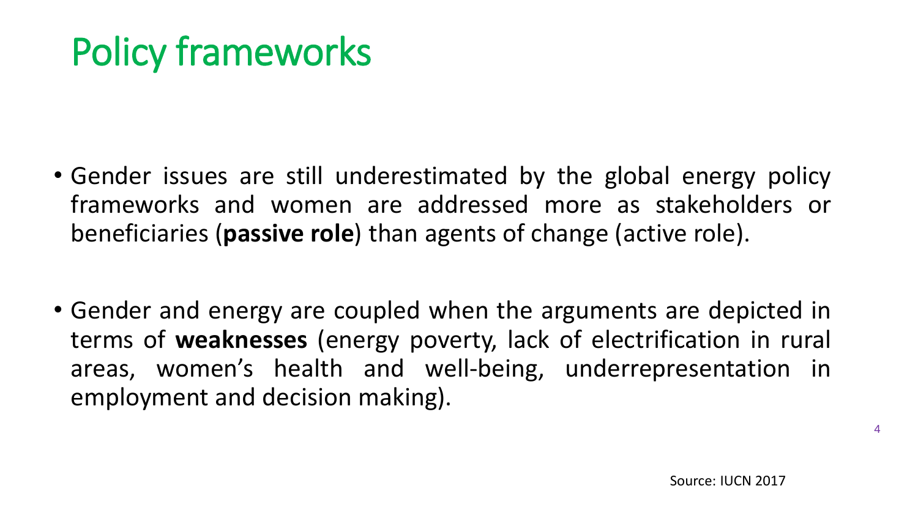# Policy frameworks

- Gender issues are still underestimated by the global energy policy frameworks and women are addressed more as stakeholders or beneficiaries (**passive role**) than agents of change (active role).

- Gender and energy are coupled when the arguments are depicted in terms of **weaknesses** (energy poverty, lack of electrification in rural areas, women's health and well-being, underrepresentation in employment and decision making).

Source: IUCN 2017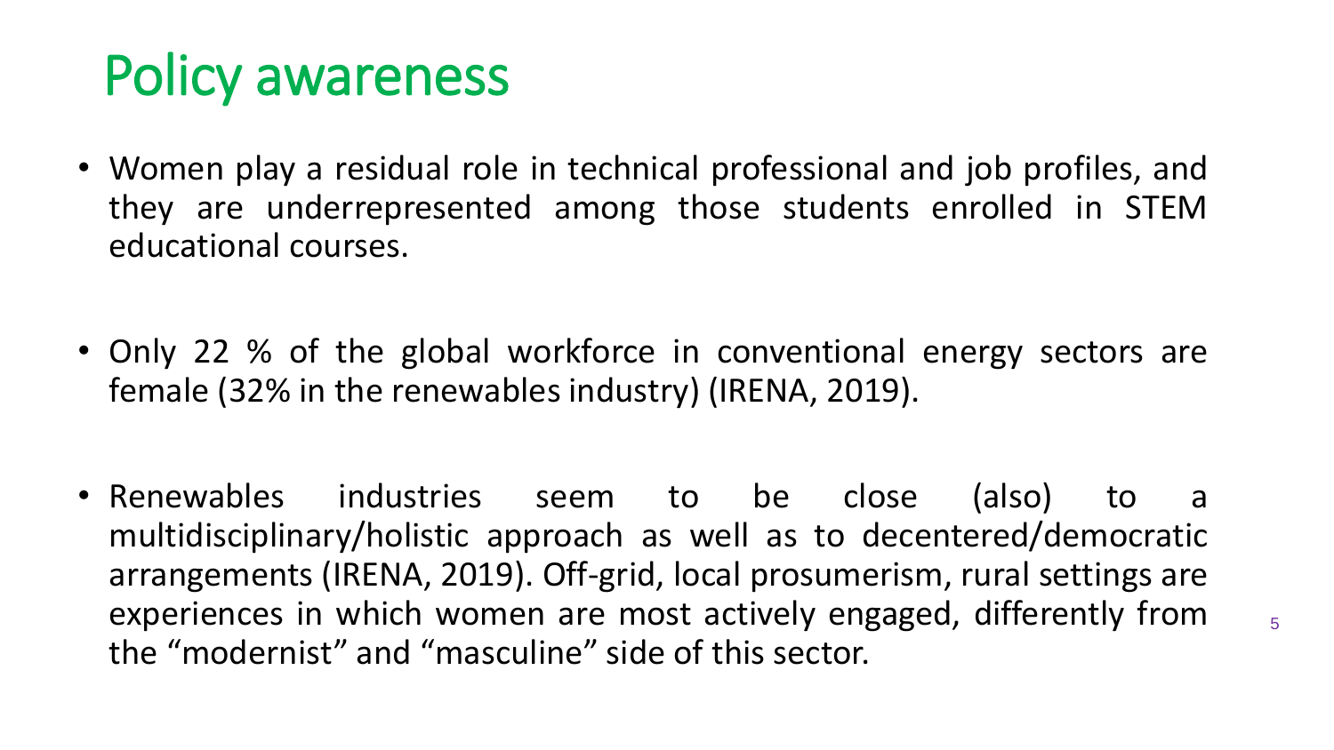# Policy awareness

- Women play a residual role in technical professional and job profiles, and they are underrepresented among those students enrolled in STEM educational courses.
- Only 22 % of the global workforce in conventional energy sectors are female (32% in the renewables industry) (IRENA, 2019).
- Renewables industries seem to be close (also) to a multidisciplinary/holistic approach as well as to decentered/democratic arrangements (IRENA, 2019). Off-grid, local prosumerism, rural settings are experiences in which women are most actively engaged, differently from the "modernist" and "masculine" side of this sector.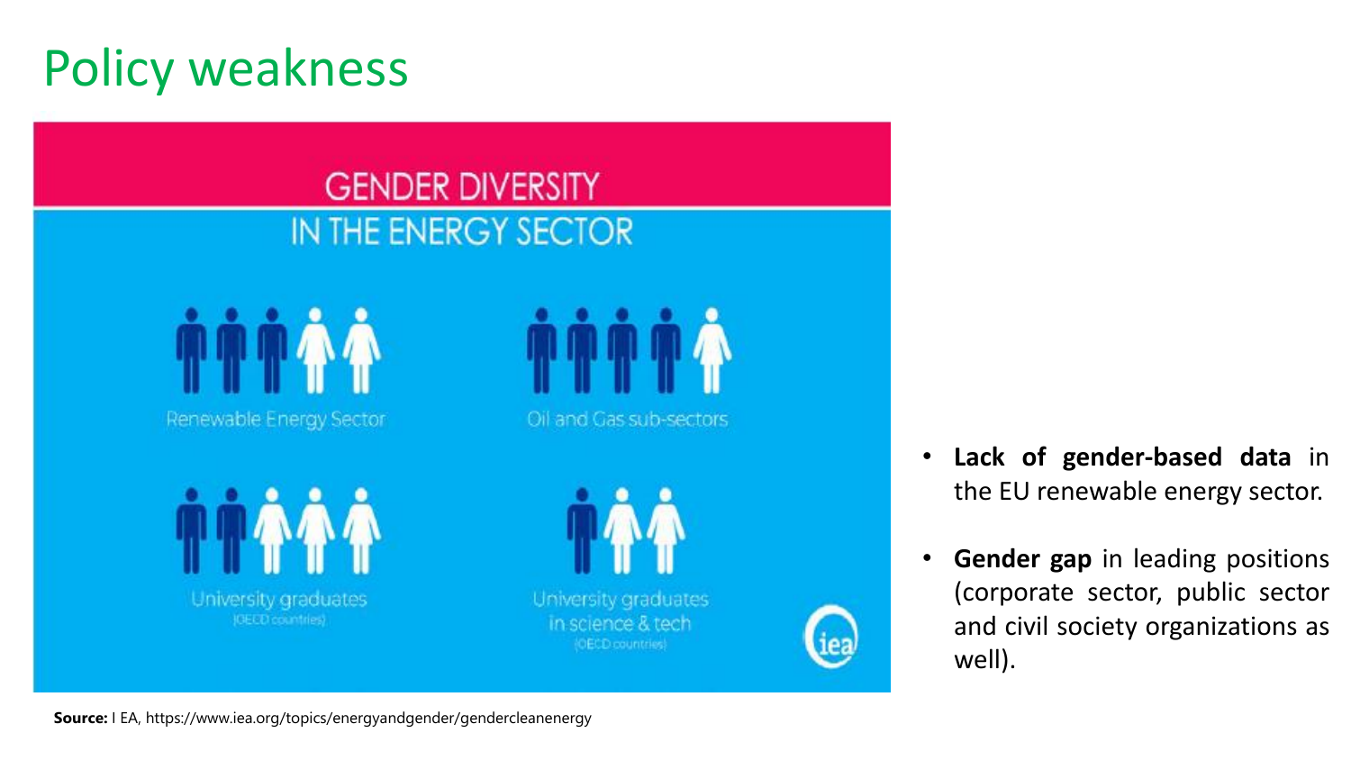# Policy weakness

GENDER DIVERSITY
IN THE ENERGY SECTOR

Renewable Energy Sector

Oil and Gas sub-sectors

University graduates
(OECD countries)

University graduates
in science & tech
(OECD countries)

- **Lack of gender-based data** in the EU renewable energy sector.
- **Gender gap** in leading positions (corporate sector, public sector and civil society organizations as well).

**Source:** I EA, https://www.iea.org/topics/energyandgender/gendercleanenergy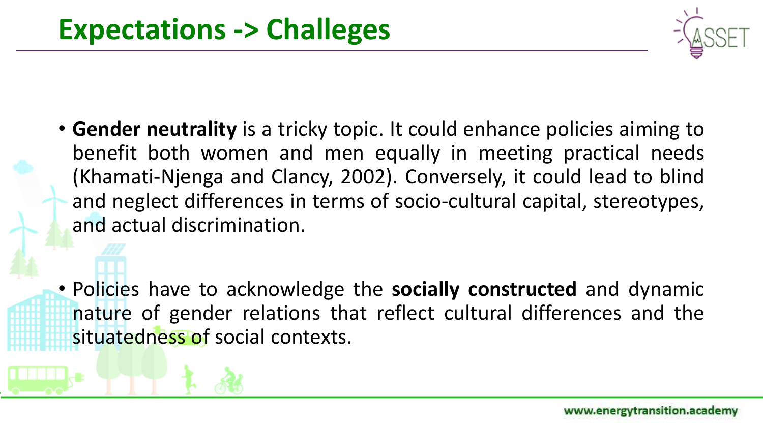# Expectations -> Challeges

- **Gender neutrality** is a tricky topic. It could enhance policies aiming to benefit both women and men equally in meeting practical needs (Khamati-Njenga and Clancy, 2002). Conversely, it could lead to blind and neglect differences in terms of socio-cultural capital, stereotypes, and actual discrimination.

- Policies have to acknowledge the **socially constructed** and dynamic nature of gender relations that reflect cultural differences and the situatedness of social contexts.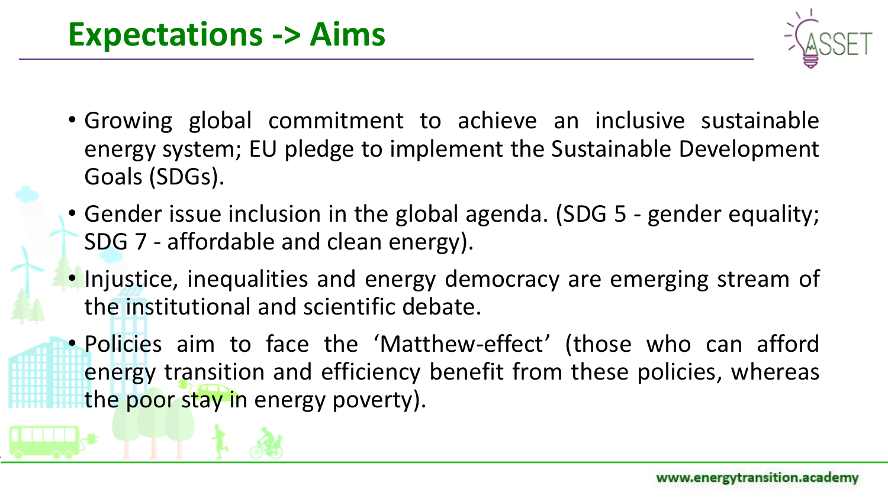# Expectations -> Aims

- Growing global commitment to achieve an inclusive sustainable energy system; EU pledge to implement the Sustainable Development Goals (SDGs).
- Gender issue inclusion in the global agenda. (SDG 5 - gender equality; SDG 7 - affordable and clean energy).
- Injustice, inequalities and energy democracy are emerging stream of the institutional and scientific debate.
- Policies aim to face the 'Matthew-effect' (those who can afford energy transition and efficiency benefit from these policies, whereas the poor stay in energy poverty).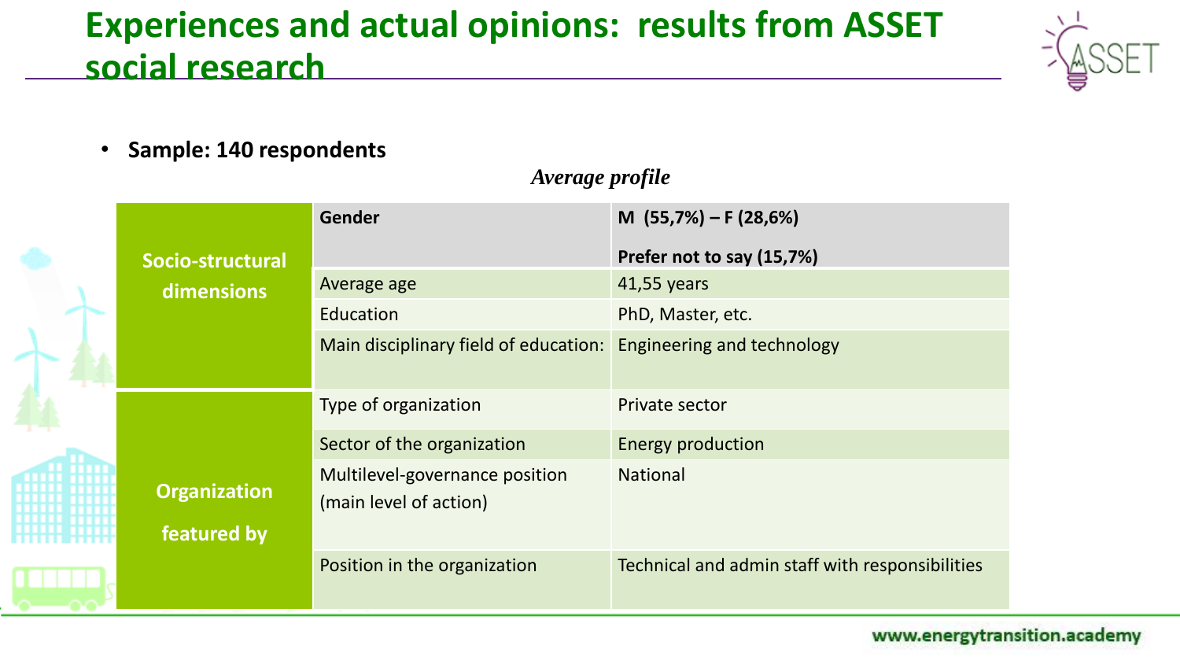# Experiences and actual opinions: results from ASSET social research

- **Sample: 140 respondents**

***Average profile***

| | | |
|---|---|---|
| **Socio-structural dimensions** | **Gender** | **M (55,7%) – F (28,6%)**<br>**Prefer not to say (15,7%)** |
| | Average age | 41,55 years |
| | Education | PhD, Master, etc. |
| | Main disciplinary field of education: | Engineering and technology |
| **Organization featured by** | Type of organization | Private sector |
| | Sector of the organization | Energy production |
| | Multilevel-governance position (main level of action) | National |
| | Position in the organization | Technical and admin staff with responsibilities |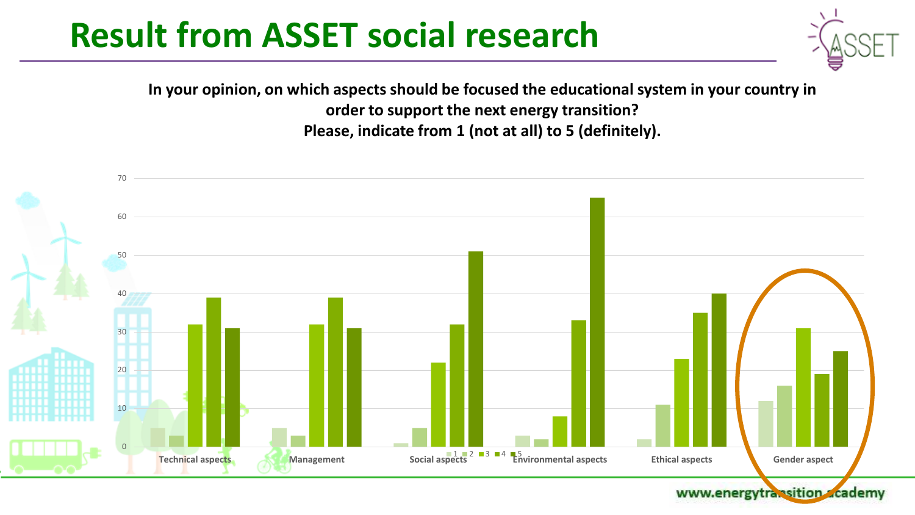# Result from ASSET social research

**In your opinion, on which aspects should be focused the educational system in your country in order to support the next energy transition?**
**Please, indicate from 1 (not at all) to 5 (definitely).**

| Aspect | 1 | 2 | 3 | 4 | 5 |
|---|---|---|---|---|---|
| Technical aspects | 5 | 3 | 32 | 39 | 31 |
| Management | 5 | 3 | 32 | 39 | 31 |
| Social aspects | 1 | 5 | 22 | 32 | 51 |
| Environmental aspects | 3 | 2 | 8 | 33 | 65 |
| Ethical aspects | 2 | 11 | 23 | 35 | 40 |
| Gender aspect | 12 | 16 | 31 | 19 | 25 |

www.energytransition.academy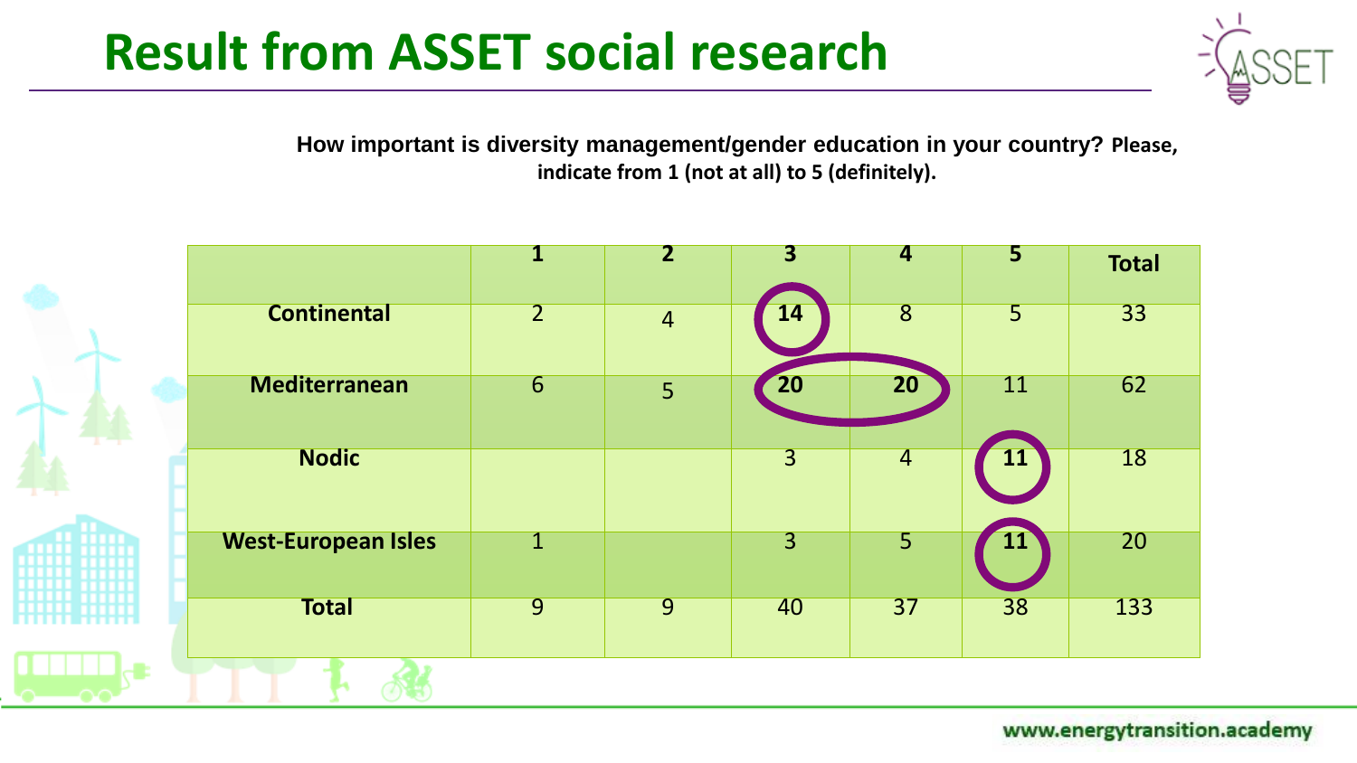# Result from ASSET social research

**How important is diversity management/gender education in your country? Please, indicate from 1 (not at all) to 5 (definitely).**

| | 1 | 2 | 3 | 4 | 5 | Total |
|---|---|---|---|---|---|---|
| **Continental** | 2 | 4 | **14** | 8 | 5 | 33 |
| **Mediterranean** | 6 | 5 | **20** | **20** | 11 | 62 |
| **Nodic** | | | 3 | 4 | **11** | 18 |
| **West-European Isles** | 1 | | 3 | 5 | **11** | 20 |
| **Total** | 9 | 9 | 40 | 37 | 38 | 133 |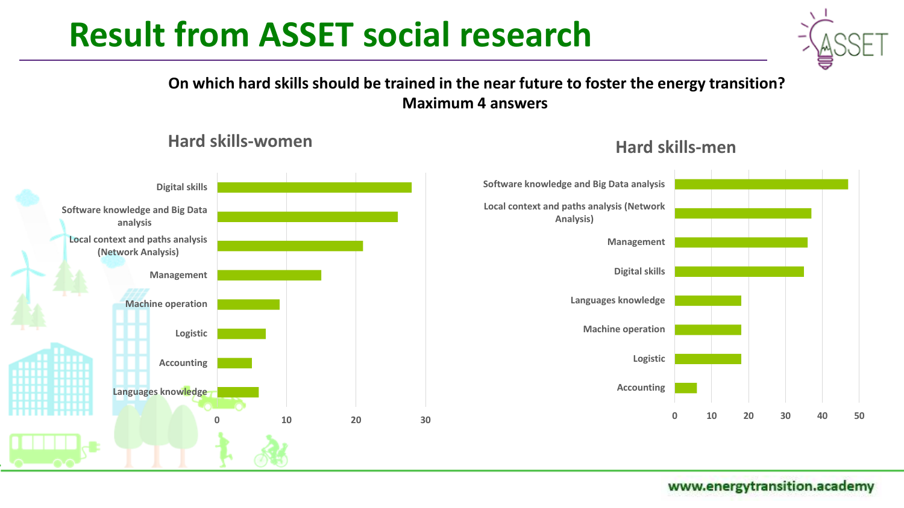# Result from ASSET social research

**On which hard skills should be trained in the near future to foster the energy transition? Maximum 4 answers**

## Hard skills-women

| Skill | Value |
|---|---|
| Digital skills | 28 |
| Software knowledge and Big Data analysis | 26 |
| Local context and paths analysis (Network Analysis) | 21 |
| Management | 15 |
| Machine operation | 9 |
| Logistic | 7 |
| Accounting | 5 |
| Languages knowledge | 6 |

## Hard skills-men

| Skill | Value |
|---|---|
| Software knowledge and Big Data analysis | 47 |
| Local context and paths analysis (Network Analysis) | 37 |
| Management | 36 |
| Digital skills | 35 |
| Languages knowledge | 18 |
| Machine operation | 18 |
| Logistic | 18 |
| Accounting | 6 |

www.energytransition.academy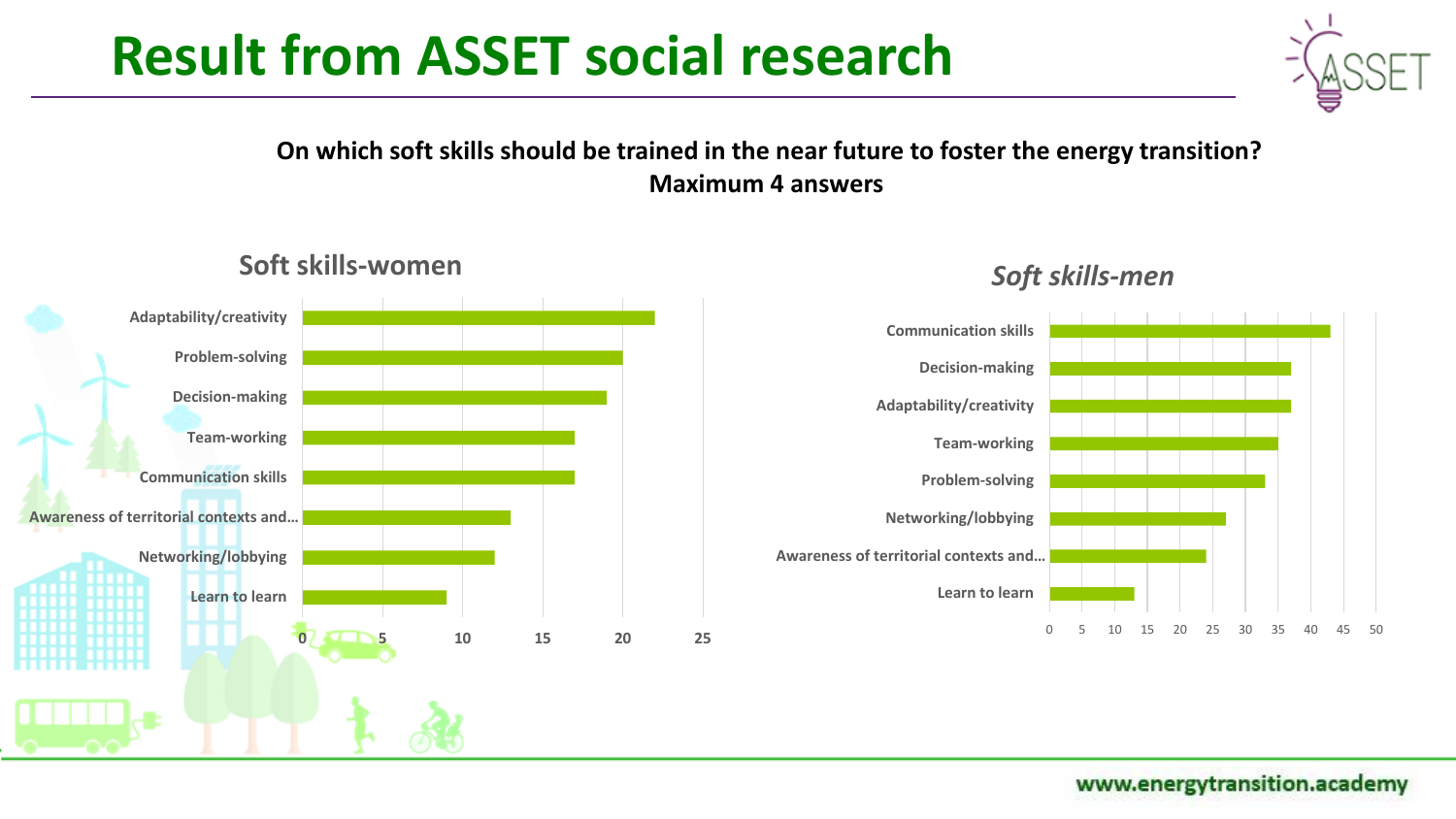# Result from ASSET social research

**On which soft skills should be trained in the near future to foster the energy transition?**
**Maximum 4 answers**

## Soft skills-women

| Soft skill | Value |
| --- | --- |
| Adaptability/creativity | 22 |
| Problem-solving | 20 |
| Decision-making | 19 |
| Team-working | 17 |
| Communication skills | 17 |
| Awareness of territorial contexts and... | 13 |
| Networking/lobbying | 12 |
| Learn to learn | 9 |

## *Soft skills-men*

| Soft skill | Value |
| --- | --- |
| Communication skills | 43 |
| Decision-making | 37 |
| Adaptability/creativity | 37 |
| Team-working | 35 |
| Problem-solving | 33 |
| Networking/lobbying | 27 |
| Awareness of territorial contexts and... | 24 |
| Learn to learn | 13 |

www.energytransition.academy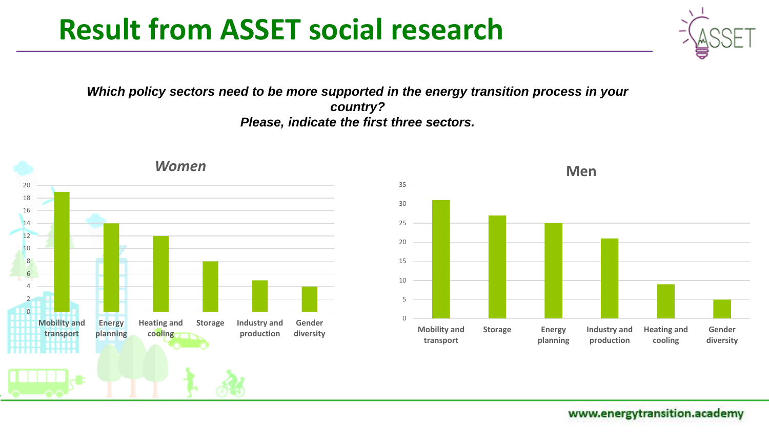# Result from ASSET social research

***Which policy sectors need to be more supported in the energy transition process in your country?***
***Please, indicate the first three sectors.***

### *Women*

| Sector | Value |
|---|---|
| Mobility and transport | 19 |
| Energy planning | 14 |
| Heating and cooling | 12 |
| Storage | 8 |
| Industry and production | 5 |
| Gender diversity | 4 |

### Men

| Sector | Value |
|---|---|
| Mobility and transport | 31 |
| Storage | 27 |
| Energy planning | 25 |
| Industry and production | 21 |
| Heating and cooling | 9 |
| Gender diversity | 5 |

www.energytransition.academy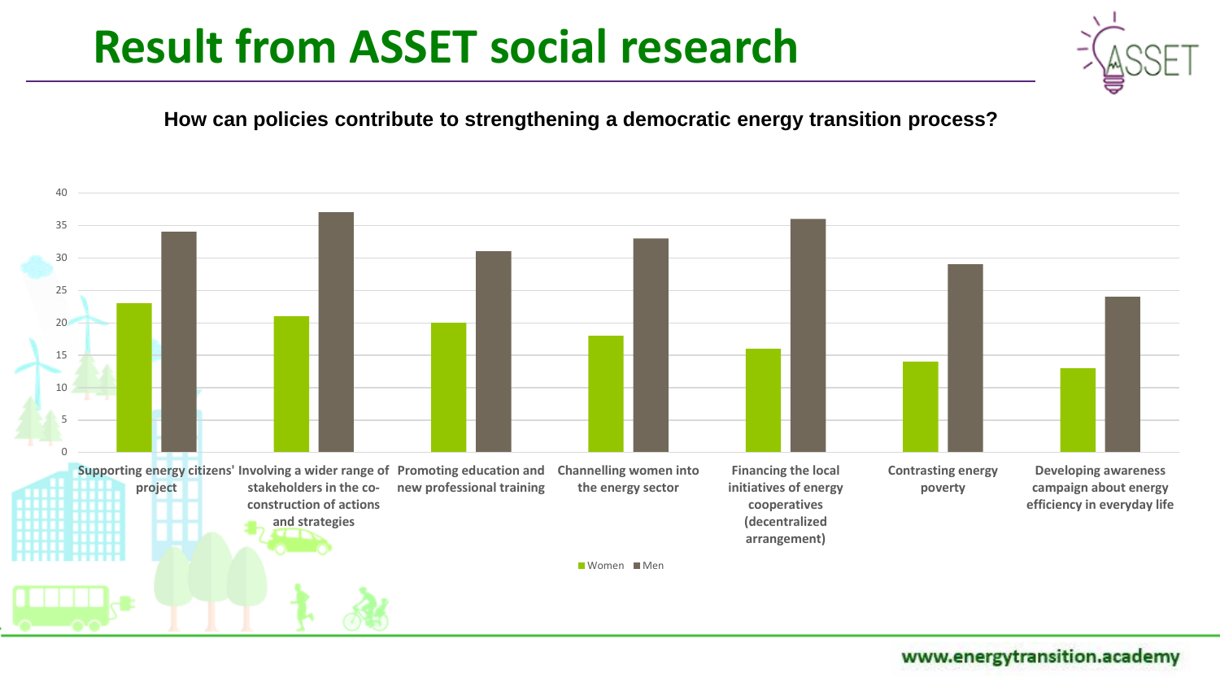# Result from ASSET social research

**How can policies contribute to strengthening a democratic energy transition process?**

| Category | Women | Men |
|---|---|---|
| Supporting energy citizens' project | 23 | 34 |
| Involving a wider range of stakeholders in the co-construction of actions and strategies | 21 | 37 |
| Promoting education and new professional training | 20 | 31 |
| Channelling women into the energy sector | 18 | 33 |
| Financing the local initiatives of energy cooperatives (decentralized arrangement) | 16 | 36 |
| Contrasting energy poverty | 14 | 29 |
| Developing awareness campaign about energy efficiency in everyday life | 13 | 24 |

www.energytransition.academy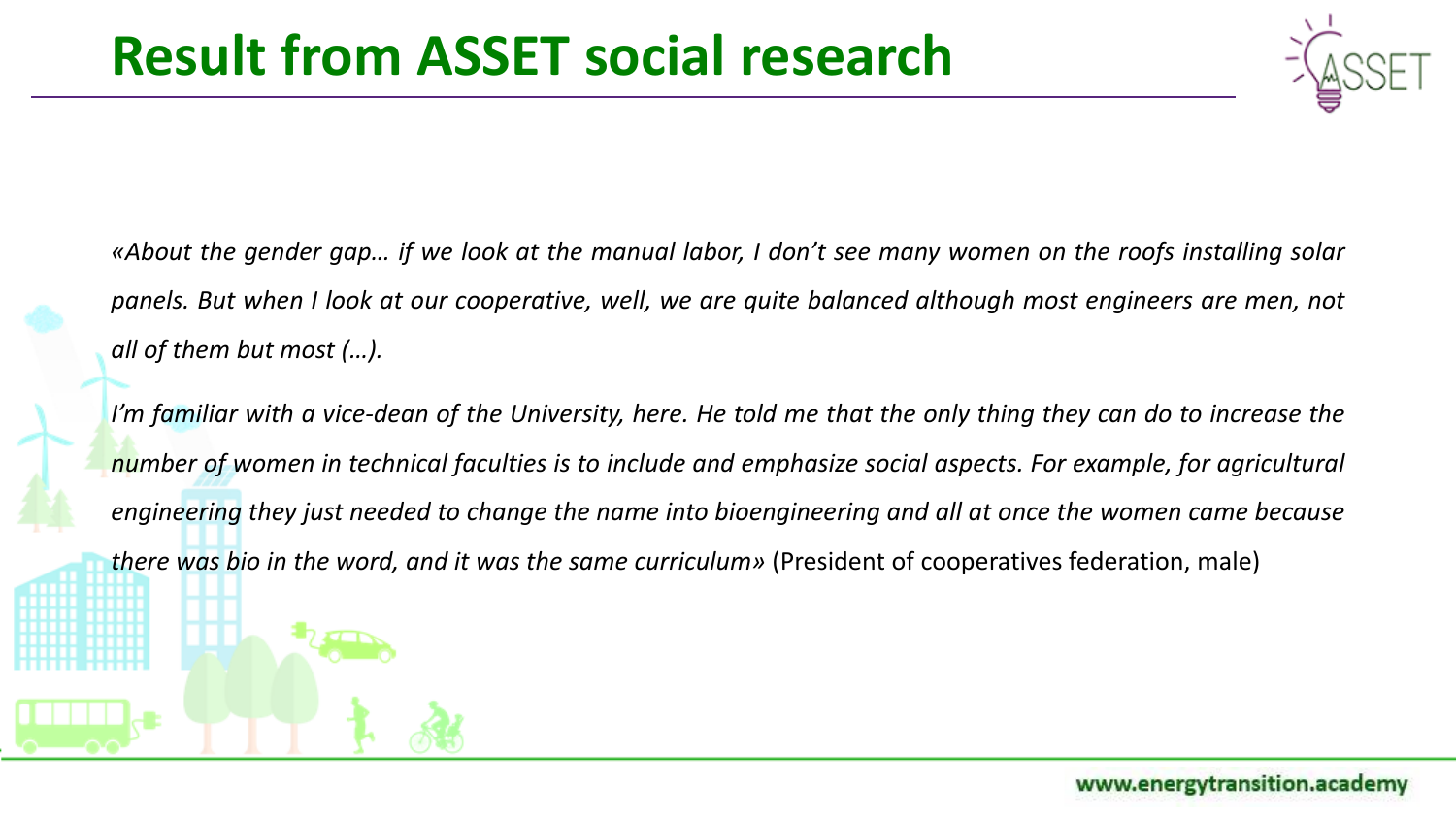# Result from ASSET social research

*«About the gender gap… if we look at the manual labor, I don't see many women on the roofs installing solar panels. But when I look at our cooperative, well, we are quite balanced although most engineers are men, not all of them but most (…).*

*I'm familiar with a vice-dean of the University, here. He told me that the only thing they can do to increase the number of women in technical faculties is to include and emphasize social aspects. For example, for agricultural engineering they just needed to change the name into bioengineering and all at once the women came because there was bio in the word, and it was the same curriculum»* (President of cooperatives federation, male)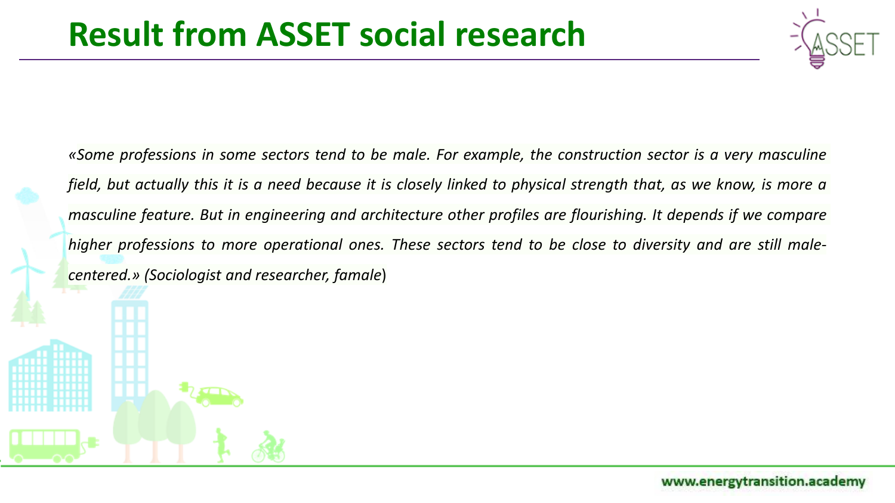# Result from ASSET social research

*«Some professions in some sectors tend to be male. For example, the construction sector is a very masculine field, but actually this it is a need because it is closely linked to physical strength that, as we know, is more a masculine feature. But in engineering and architecture other profiles are flourishing. It depends if we compare higher professions to more operational ones. These sectors tend to be close to diversity and are still male-centered.» (Sociologist and researcher, famale*)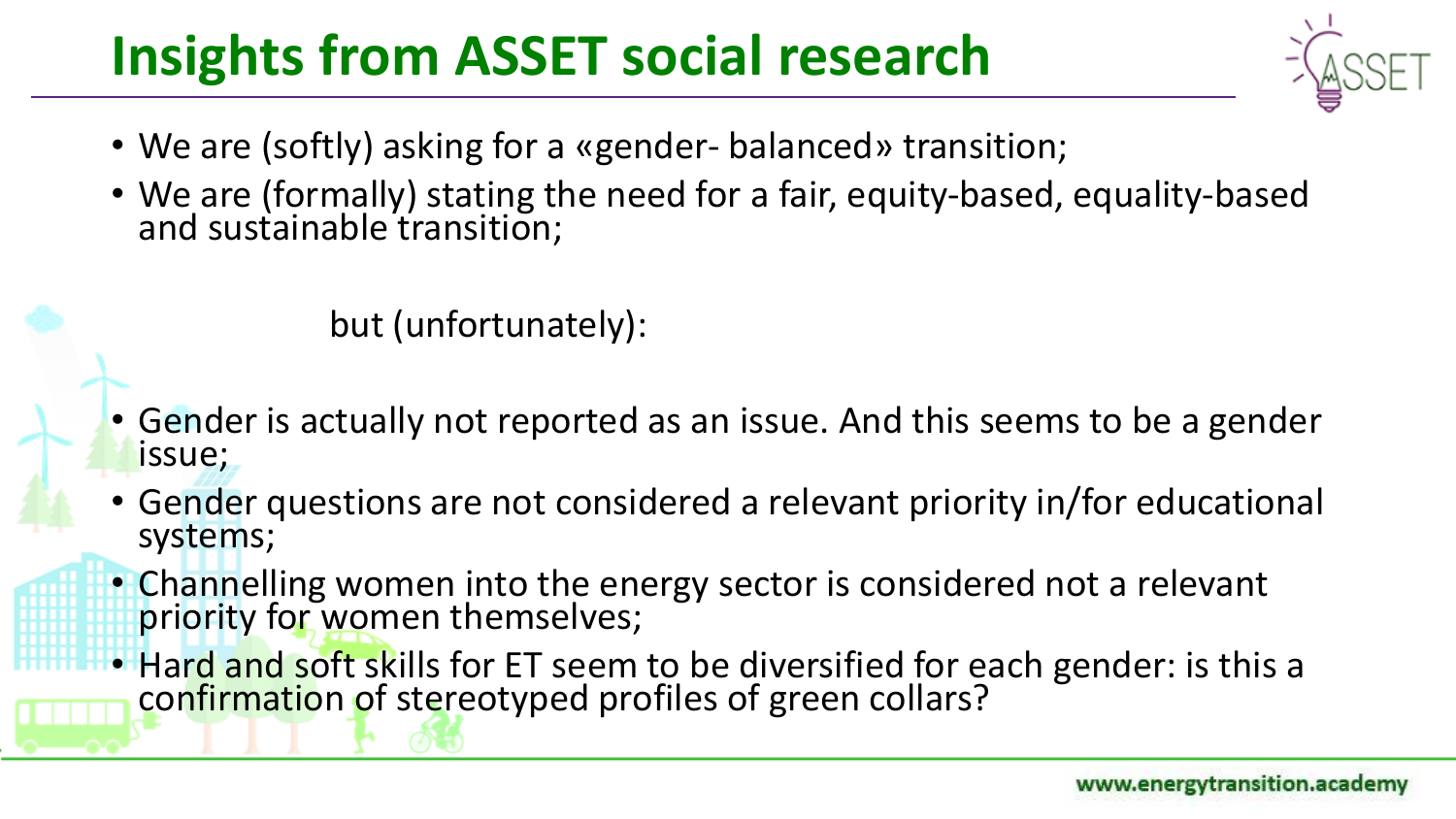# Insights from ASSET social research

- We are (softly) asking for a «gender- balanced» transition;
- We are (formally) stating the need for a fair, equity-based, equality-based and sustainable transition;

but (unfortunately):

- Gender is actually not reported as an issue. And this seems to be a gender issue;
- Gender questions are not considered a relevant priority in/for educational systems;
- Channelling women into the energy sector is considered not a relevant priority for women themselves;
- Hard and soft skills for ET seem to be diversified for each gender: is this a confirmation of stereotyped profiles of green collars?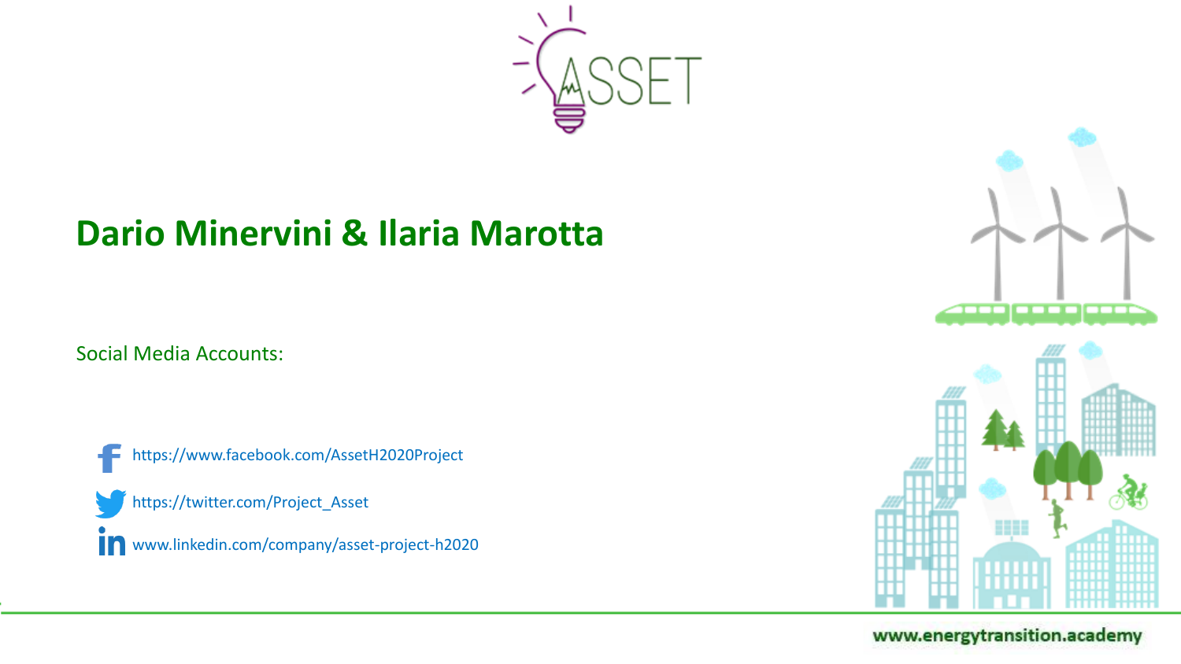# Dario Minervini & Ilaria Marotta

Social Media Accounts:

- https://www.facebook.com/AssetH2020Project
- https://twitter.com/Project_Asset
- www.linkedin.com/company/asset-project-h2020

www.energytransition.academy